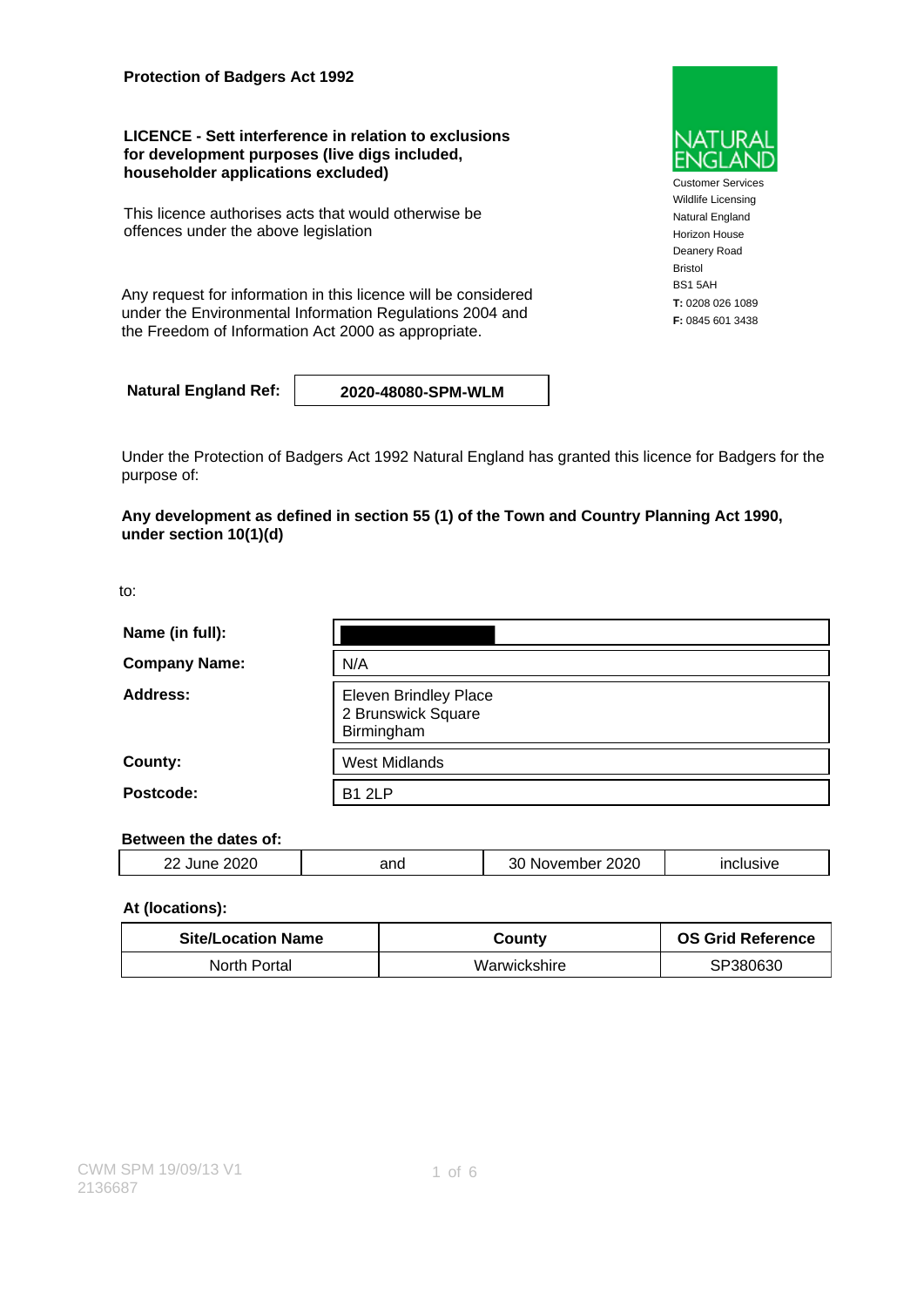**Protection of Badgers Act 1992**

**LICENCE - Sett interference in relation to exclusions for development purposes (live digs included, householder applications excluded)**

This licence authorises acts that would otherwise be offences under the above legislation

Any request for information in this licence will be considered under the Environmental Information Regulations 2004 and the Freedom of Information Act 2000 as appropriate.

NATURAL ENGLAND

Customer Services
Wildlife Licensing
Natural England
Horizon House
Deanery Road
Bristol
BS1 5AH
**T:** 0208 026 1089
**F:** 0845 601 3438

| **Natural England Ref:** | **2020-48080-SPM-WLM** |
|---|---|

Under the Protection of Badgers Act 1992 Natural England has granted this licence for Badgers for the purpose of:

**Any development as defined in section 55 (1) of the Town and Country Planning Act 1990, under section 10(1)(d)**

to:

| | |
|---|---|
| **Name (in full):** | |
| **Company Name:** | N/A |
| **Address:** | Eleven Brindley Place<br>2 Brunswick Square<br>Birmingham |
| **County:** | West Midlands |
| **Postcode:** | B1 2LP |

**Between the dates of:**

| | | | |
|---|---|---|---|
| 22 June 2020 | and | 30 November 2020 | inclusive |

**At (locations):**

| Site/Location Name | County | OS Grid Reference |
|---|---|---|
| North Portal | Warwickshire | SP380630 |

CWM SPM 19/09/13 V1
2136687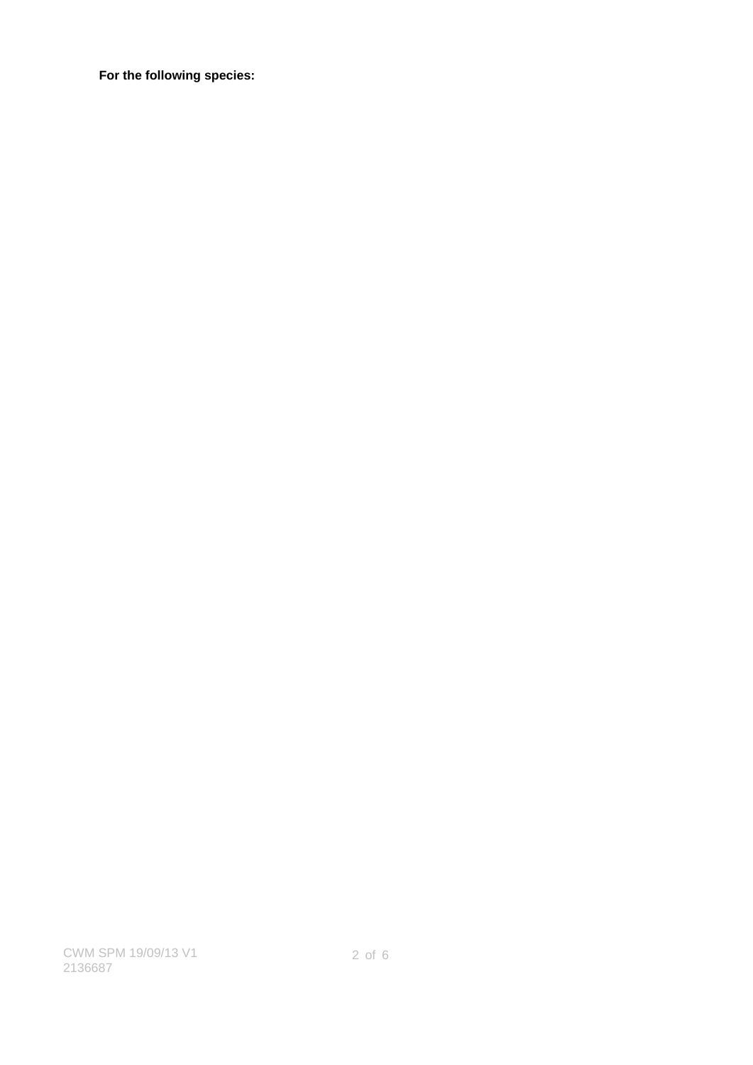**For the following species:**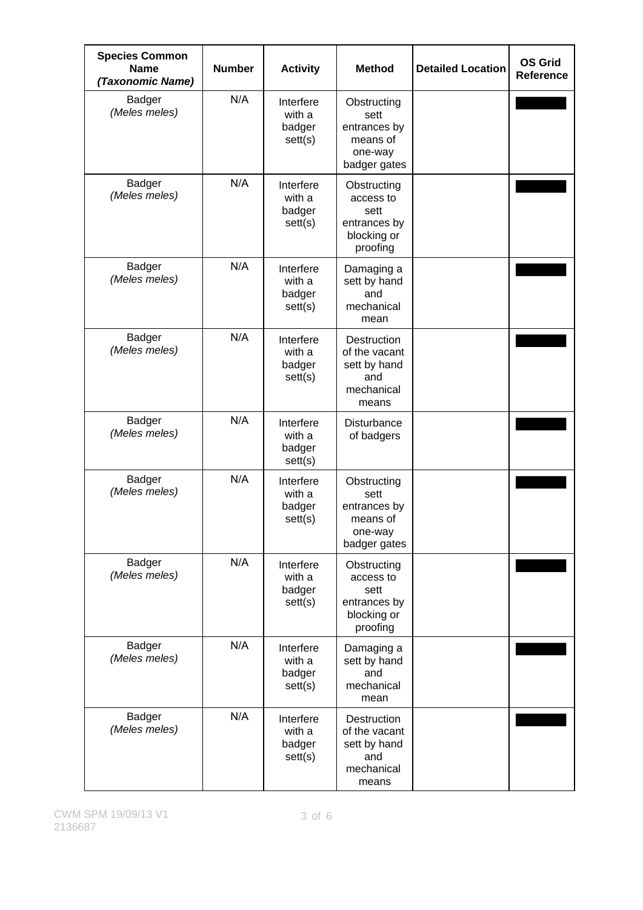| **Species Common Name** ***(Taxonomic Name)*** | **Number** | **Activity** | **Method** | **Detailed Location** | **OS Grid Reference** |
|---|---|---|---|---|---|
| Badger *(Meles meles)* | N/A | Interfere with a badger sett(s) | Obstructing sett entrances by means of one-way badger gates | | |
| Badger *(Meles meles)* | N/A | Interfere with a badger sett(s) | Obstructing access to sett entrances by blocking or proofing | | |
| Badger *(Meles meles)* | N/A | Interfere with a badger sett(s) | Damaging a sett by hand and mechanical mean | | |
| Badger *(Meles meles)* | N/A | Interfere with a badger sett(s) | Destruction of the vacant sett by hand and mechanical means | | |
| Badger *(Meles meles)* | N/A | Interfere with a badger sett(s) | Disturbance of badgers | | |
| Badger *(Meles meles)* | N/A | Interfere with a badger sett(s) | Obstructing sett entrances by means of one-way badger gates | | |
| Badger *(Meles meles)* | N/A | Interfere with a badger sett(s) | Obstructing access to sett entrances by blocking or proofing | | |
| Badger *(Meles meles)* | N/A | Interfere with a badger sett(s) | Damaging a sett by hand and mechanical mean | | |
| Badger *(Meles meles)* | N/A | Interfere with a badger sett(s) | Destruction of the vacant sett by hand and mechanical means | | |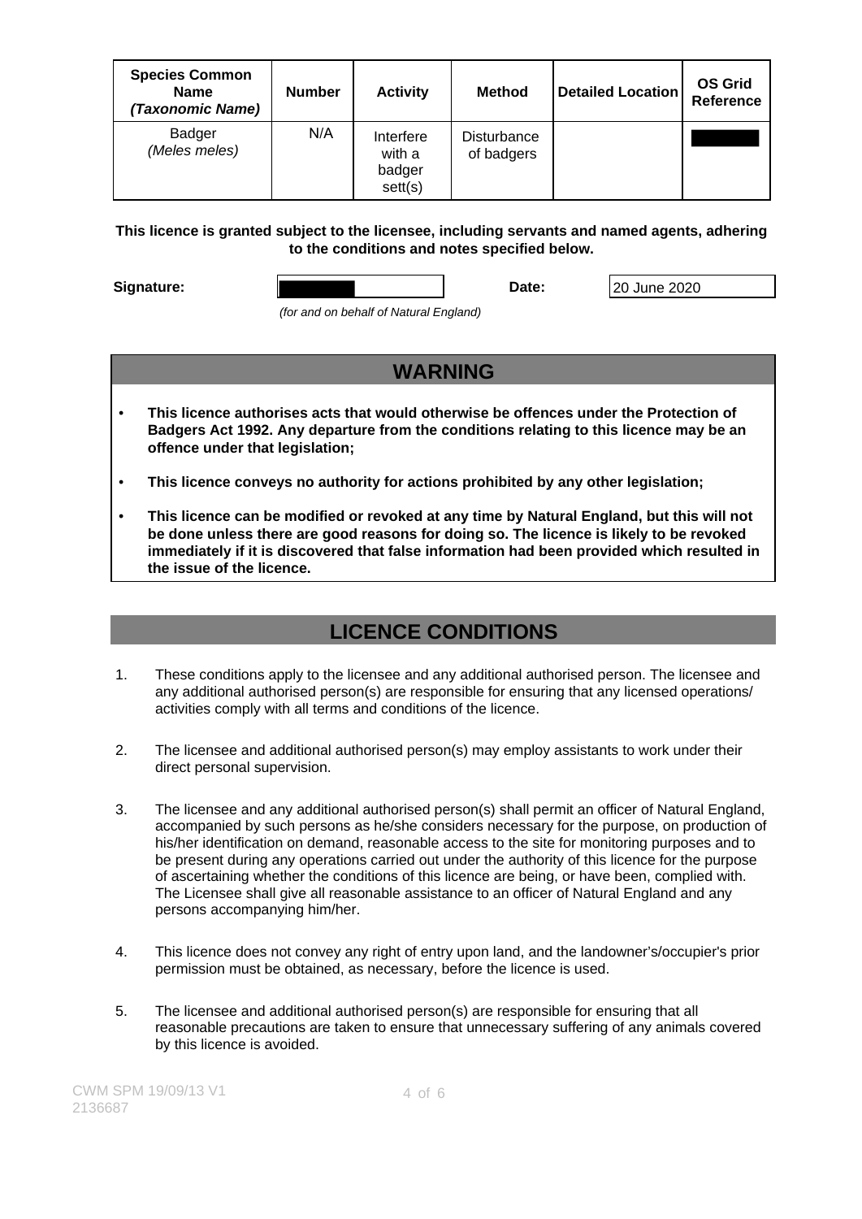| Species Common Name *(Taxonomic Name)* | Number | Activity | Method | Detailed Location | OS Grid Reference |
|---|---|---|---|---|---|
| Badger *(Meles meles)* | N/A | Interfere with a badger sett(s) | Disturbance of badgers | | |

**This licence is granted subject to the licensee, including servants and named agents, adhering to the conditions and notes specified below.**

**Signature:** *(for and on behalf of Natural England)* **Date:** 20 June 2020

## WARNING

- **This licence authorises acts that would otherwise be offences under the Protection of Badgers Act 1992. Any departure from the conditions relating to this licence may be an offence under that legislation;**
- **This licence conveys no authority for actions prohibited by any other legislation;**
- **This licence can be modified or revoked at any time by Natural England, but this will not be done unless there are good reasons for doing so. The licence is likely to be revoked immediately if it is discovered that false information had been provided which resulted in the issue of the licence.**

## LICENCE CONDITIONS

1. These conditions apply to the licensee and any additional authorised person. The licensee and any additional authorised person(s) are responsible for ensuring that any licensed operations/ activities comply with all terms and conditions of the licence.

2. The licensee and additional authorised person(s) may employ assistants to work under their direct personal supervision.

3. The licensee and any additional authorised person(s) shall permit an officer of Natural England, accompanied by such persons as he/she considers necessary for the purpose, on production of his/her identification on demand, reasonable access to the site for monitoring purposes and to be present during any operations carried out under the authority of this licence for the purpose of ascertaining whether the conditions of this licence are being, or have been, complied with. The Licensee shall give all reasonable assistance to an officer of Natural England and any persons accompanying him/her.

4. This licence does not convey any right of entry upon land, and the landowner's/occupier's prior permission must be obtained, as necessary, before the licence is used.

5. The licensee and additional authorised person(s) are responsible for ensuring that all reasonable precautions are taken to ensure that unnecessary suffering of any animals covered by this licence is avoided.

CWM SPM 19/09/13 V1
2136687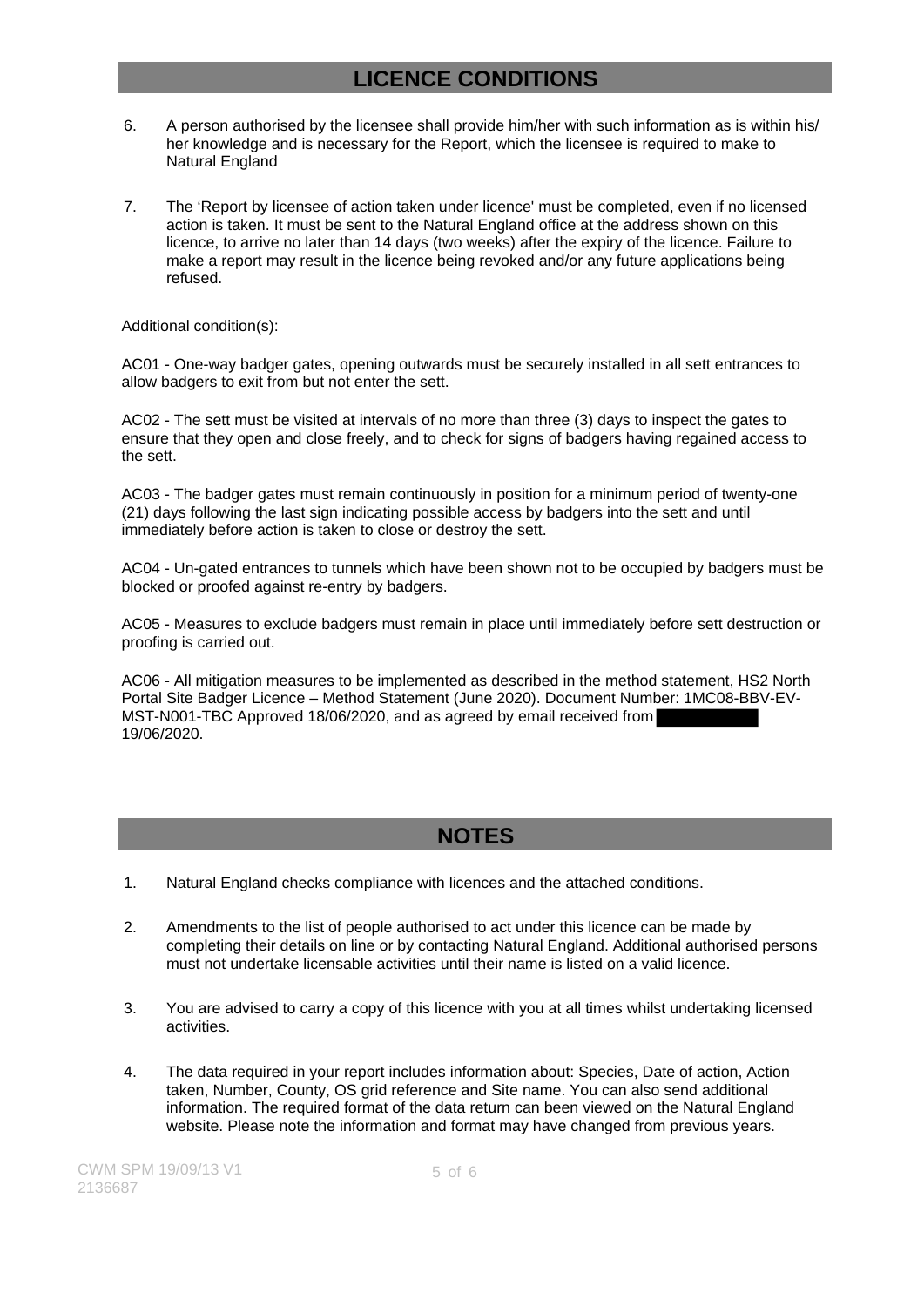## LICENCE CONDITIONS

6. A person authorised by the licensee shall provide him/her with such information as is within his/ her knowledge and is necessary for the Report, which the licensee is required to make to Natural England

7. The 'Report by licensee of action taken under licence' must be completed, even if no licensed action is taken. It must be sent to the Natural England office at the address shown on this licence, to arrive no later than 14 days (two weeks) after the expiry of the licence. Failure to make a report may result in the licence being revoked and/or any future applications being refused.

Additional condition(s):

AC01 - One-way badger gates, opening outwards must be securely installed in all sett entrances to allow badgers to exit from but not enter the sett.

AC02 - The sett must be visited at intervals of no more than three (3) days to inspect the gates to ensure that they open and close freely, and to check for signs of badgers having regained access to the sett.

AC03 - The badger gates must remain continuously in position for a minimum period of twenty-one (21) days following the last sign indicating possible access by badgers into the sett and until immediately before action is taken to close or destroy the sett.

AC04 - Un-gated entrances to tunnels which have been shown not to be occupied by badgers must be blocked or proofed against re-entry by badgers.

AC05 - Measures to exclude badgers must remain in place until immediately before sett destruction or proofing is carried out.

AC06 - All mitigation measures to be implemented as described in the method statement, HS2 North Portal Site Badger Licence – Method Statement (June 2020). Document Number: 1MC08-BBV-EV-MST-N001-TBC Approved 18/06/2020, and as agreed by email received from 19/06/2020.

## NOTES

1. Natural England checks compliance with licences and the attached conditions.

2. Amendments to the list of people authorised to act under this licence can be made by completing their details on line or by contacting Natural England. Additional authorised persons must not undertake licensable activities until their name is listed on a valid licence.

3. You are advised to carry a copy of this licence with you at all times whilst undertaking licensed activities.

4. The data required in your report includes information about: Species, Date of action, Action taken, Number, County, OS grid reference and Site name. You can also send additional information. The required format of the data return can been viewed on the Natural England website. Please note the information and format may have changed from previous years.

CWM SPM 19/09/13 V1
2136687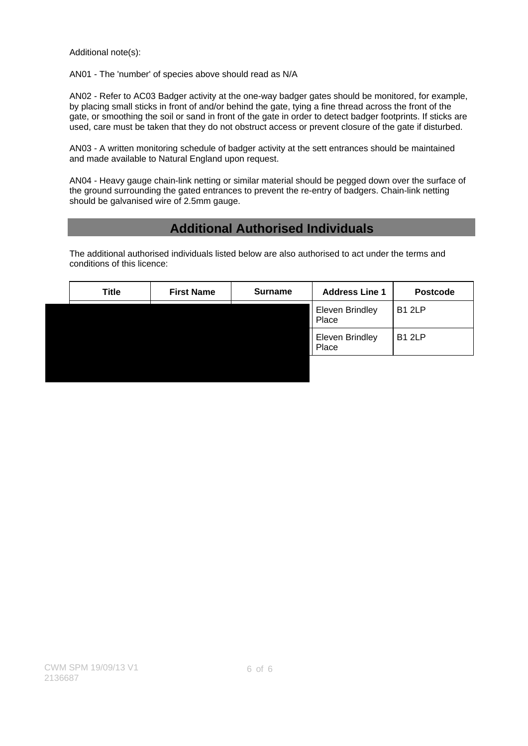Additional note(s):

AN01 - The 'number' of species above should read as N/A

AN02 - Refer to AC03 Badger activity at the one-way badger gates should be monitored, for example, by placing small sticks in front of and/or behind the gate, tying a fine thread across the front of the gate, or smoothing the soil or sand in front of the gate in order to detect badger footprints. If sticks are used, care must be taken that they do not obstruct access or prevent closure of the gate if disturbed.

AN03 - A written monitoring schedule of badger activity at the sett entrances should be maintained and made available to Natural England upon request.

AN04 - Heavy gauge chain-link netting or similar material should be pegged down over the surface of the ground surrounding the gated entrances to prevent the re-entry of badgers. Chain-link netting should be galvanised wire of 2.5mm gauge.

## Additional Authorised Individuals

The additional authorised individuals listed below are also authorised to act under the terms and conditions of this licence:

| Title | First Name | Surname | Address Line 1 | Postcode |
|---|---|---|---|---|
| | | | Eleven Brindley Place | B1 2LP |
| | | | Eleven Brindley Place | B1 2LP |

CWM SPM 19/09/13 V1
2136687